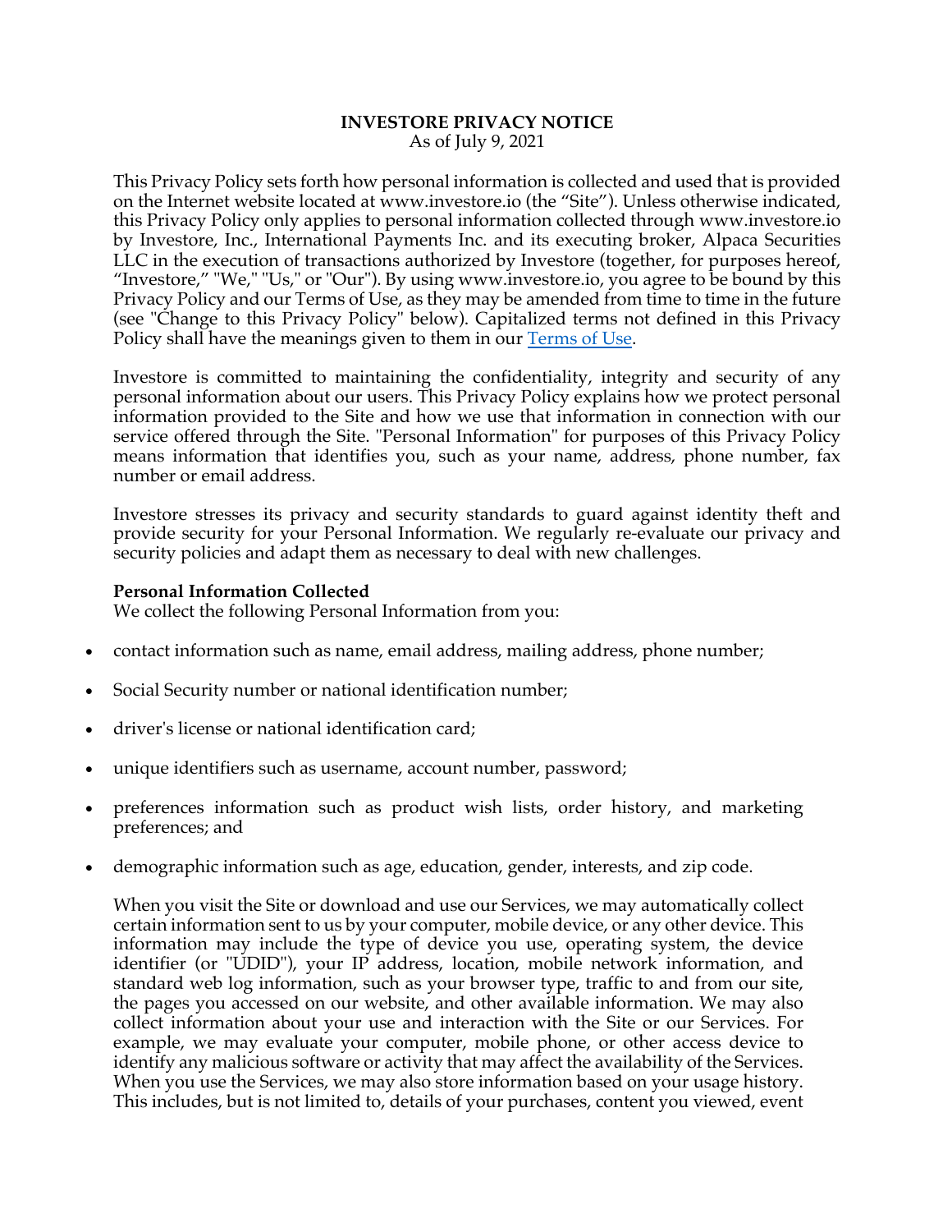**INVESTORE PRIVACY NOTICE**
As of July 9, 2021

This Privacy Policy sets forth how personal information is collected and used that is provided on the Internet website located at www.investore.io (the "Site"). Unless otherwise indicated, this Privacy Policy only applies to personal information collected through www.investore.io by Investore, Inc., International Payments Inc. and its executing broker, Alpaca Securities LLC in the execution of transactions authorized by Investore (together, for purposes hereof, "Investore," "We," "Us," or "Our"). By using www.investore.io, you agree to be bound by this Privacy Policy and our Terms of Use, as they may be amended from time to time in the future (see "Change to this Privacy Policy" below). Capitalized terms not defined in this Privacy Policy shall have the meanings given to them in our [Terms of Use](Terms of Use).

Investore is committed to maintaining the confidentiality, integrity and security of any personal information about our users. This Privacy Policy explains how we protect personal information provided to the Site and how we use that information in connection with our service offered through the Site. "Personal Information" for purposes of this Privacy Policy means information that identifies you, such as your name, address, phone number, fax number or email address.

Investore stresses its privacy and security standards to guard against identity theft and provide security for your Personal Information. We regularly re-evaluate our privacy and security policies and adapt them as necessary to deal with new challenges.

**Personal Information Collected**
We collect the following Personal Information from you:

- contact information such as name, email address, mailing address, phone number;
- Social Security number or national identification number;
- driver's license or national identification card;
- unique identifiers such as username, account number, password;
- preferences information such as product wish lists, order history, and marketing preferences; and
- demographic information such as age, education, gender, interests, and zip code.

When you visit the Site or download and use our Services, we may automatically collect certain information sent to us by your computer, mobile device, or any other device. This information may include the type of device you use, operating system, the device identifier (or "UDID"), your IP address, location, mobile network information, and standard web log information, such as your browser type, traffic to and from our site, the pages you accessed on our website, and other available information. We may also collect information about your use and interaction with the Site or our Services. For example, we may evaluate your computer, mobile phone, or other access device to identify any malicious software or activity that may affect the availability of the Services. When you use the Services, we may also store information based on your usage history. This includes, but is not limited to, details of your purchases, content you viewed, event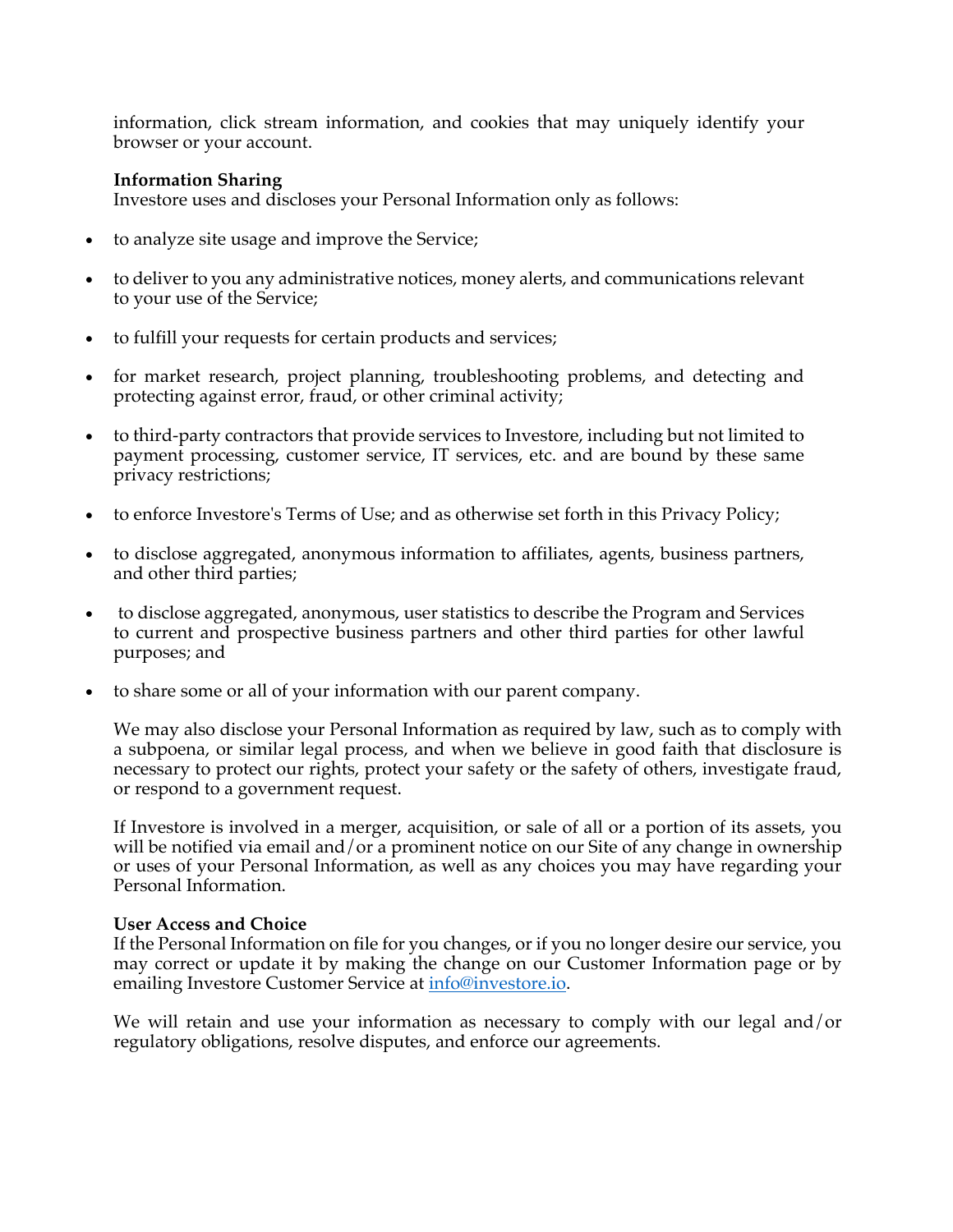information, click stream information, and cookies that may uniquely identify your browser or your account.

**Information Sharing**
Investore uses and discloses your Personal Information only as follows:

- to analyze site usage and improve the Service;
- to deliver to you any administrative notices, money alerts, and communications relevant to your use of the Service;
- to fulfill your requests for certain products and services;
- for market research, project planning, troubleshooting problems, and detecting and protecting against error, fraud, or other criminal activity;
- to third-party contractors that provide services to Investore, including but not limited to payment processing, customer service, IT services, etc. and are bound by these same privacy restrictions;
- to enforce Investore's Terms of Use; and as otherwise set forth in this Privacy Policy;
- to disclose aggregated, anonymous information to affiliates, agents, business partners, and other third parties;
- to disclose aggregated, anonymous, user statistics to describe the Program and Services to current and prospective business partners and other third parties for other lawful purposes; and
- to share some or all of your information with our parent company.

We may also disclose your Personal Information as required by law, such as to comply with a subpoena, or similar legal process, and when we believe in good faith that disclosure is necessary to protect our rights, protect your safety or the safety of others, investigate fraud, or respond to a government request.

If Investore is involved in a merger, acquisition, or sale of all or a portion of its assets, you will be notified via email and/or a prominent notice on our Site of any change in ownership or uses of your Personal Information, as well as any choices you may have regarding your Personal Information.

**User Access and Choice**
If the Personal Information on file for you changes, or if you no longer desire our service, you may correct or update it by making the change on our Customer Information page or by emailing Investore Customer Service at [info@investore.io](mailto:info@investore.io).

We will retain and use your information as necessary to comply with our legal and/or regulatory obligations, resolve disputes, and enforce our agreements.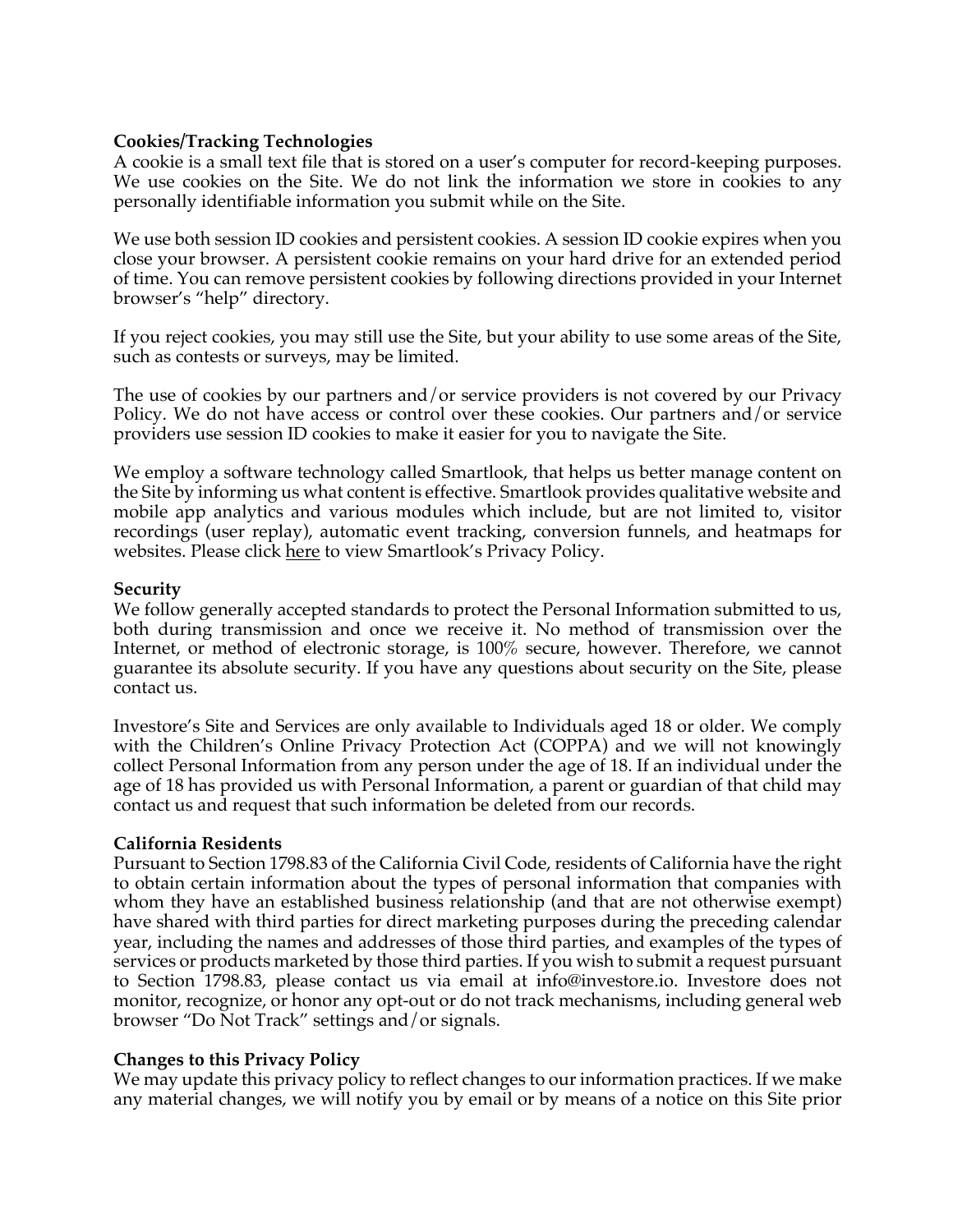**Cookies/Tracking Technologies**

A cookie is a small text file that is stored on a user's computer for record-keeping purposes. We use cookies on the Site. We do not link the information we store in cookies to any personally identifiable information you submit while on the Site.

We use both session ID cookies and persistent cookies. A session ID cookie expires when you close your browser. A persistent cookie remains on your hard drive for an extended period of time. You can remove persistent cookies by following directions provided in your Internet browser's "help" directory.

If you reject cookies, you may still use the Site, but your ability to use some areas of the Site, such as contests or surveys, may be limited.

The use of cookies by our partners and/or service providers is not covered by our Privacy Policy. We do not have access or control over these cookies. Our partners and/or service providers use session ID cookies to make it easier for you to navigate the Site.

We employ a software technology called Smartlook, that helps us better manage content on the Site by informing us what content is effective. Smartlook provides qualitative website and mobile app analytics and various modules which include, but are not limited to, visitor recordings (user replay), automatic event tracking, conversion funnels, and heatmaps for websites. Please click here to view Smartlook's Privacy Policy.

**Security**

We follow generally accepted standards to protect the Personal Information submitted to us, both during transmission and once we receive it. No method of transmission over the Internet, or method of electronic storage, is 100% secure, however. Therefore, we cannot guarantee its absolute security. If you have any questions about security on the Site, please contact us.

Investore's Site and Services are only available to Individuals aged 18 or older. We comply with the Children's Online Privacy Protection Act (COPPA) and we will not knowingly collect Personal Information from any person under the age of 18. If an individual under the age of 18 has provided us with Personal Information, a parent or guardian of that child may contact us and request that such information be deleted from our records.

**California Residents**

Pursuant to Section 1798.83 of the California Civil Code, residents of California have the right to obtain certain information about the types of personal information that companies with whom they have an established business relationship (and that are not otherwise exempt) have shared with third parties for direct marketing purposes during the preceding calendar year, including the names and addresses of those third parties, and examples of the types of services or products marketed by those third parties. If you wish to submit a request pursuant to Section 1798.83, please contact us via email at info@investore.io. Investore does not monitor, recognize, or honor any opt-out or do not track mechanisms, including general web browser "Do Not Track" settings and/or signals.

**Changes to this Privacy Policy**

We may update this privacy policy to reflect changes to our information practices. If we make any material changes, we will notify you by email or by means of a notice on this Site prior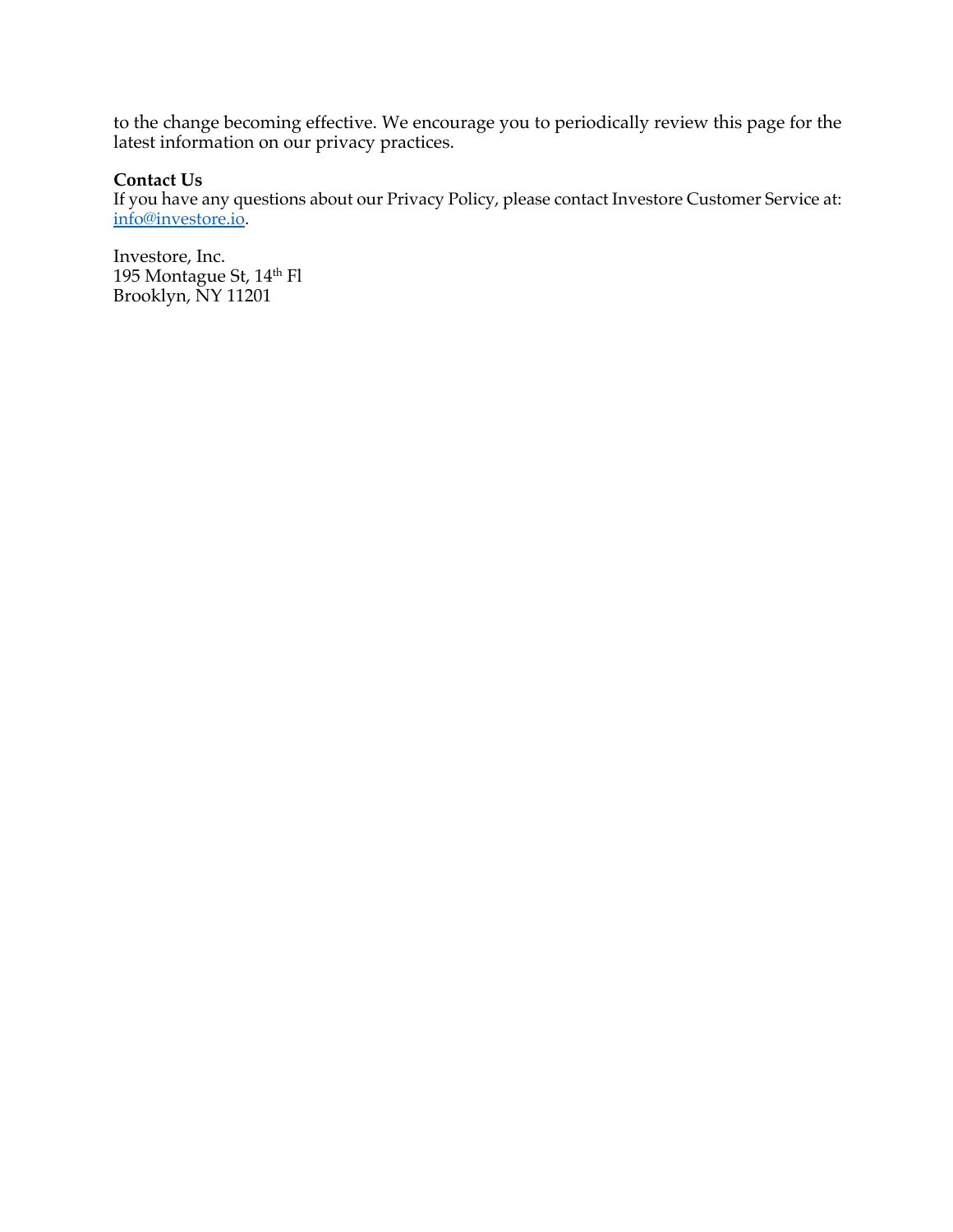to the change becoming effective. We encourage you to periodically review this page for the latest information on our privacy practices.

**Contact Us**
If you have any questions about our Privacy Policy, please contact Investore Customer Service at: info@investore.io.

Investore, Inc.
195 Montague St, 14th Fl
Brooklyn, NY 11201